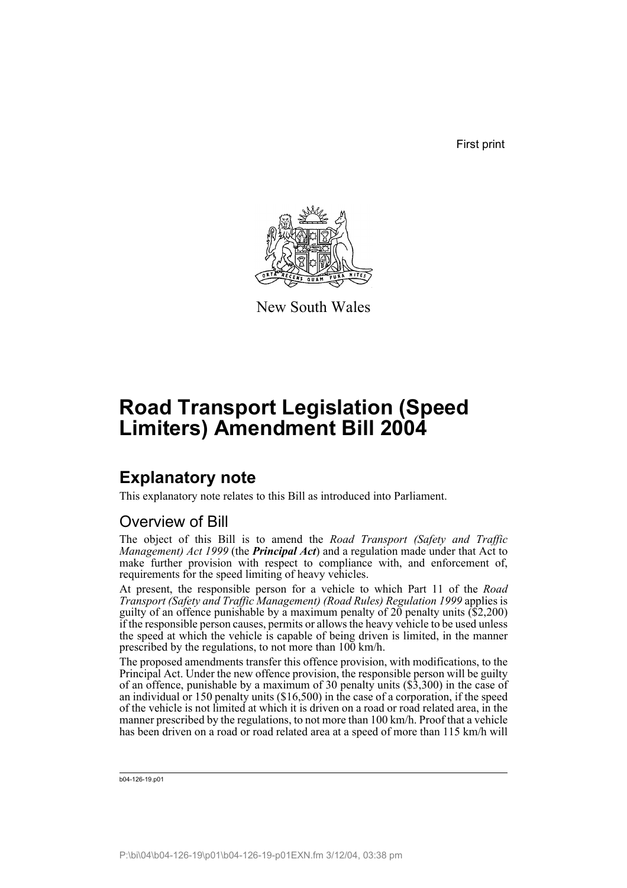First print

New South Wales

# Road Transport Legislation (Speed Limiters) Amendment Bill 2004

## Explanatory note

This explanatory note relates to this Bill as introduced into Parliament.

### Overview of Bill

The object of this Bill is to amend the *Road Transport (Safety and Traffic Management) Act 1999* (the ***Principal Act***) and a regulation made under that Act to make further provision with respect to compliance with, and enforcement of, requirements for the speed limiting of heavy vehicles.

At present, the responsible person for a vehicle to which Part 11 of the *Road Transport (Safety and Traffic Management) (Road Rules) Regulation 1999* applies is guilty of an offence punishable by a maximum penalty of 20 penalty units ($2,200) if the responsible person causes, permits or allows the heavy vehicle to be used unless the speed at which the vehicle is capable of being driven is limited, in the manner prescribed by the regulations, to not more than 100 km/h.

The proposed amendments transfer this offence provision, with modifications, to the Principal Act. Under the new offence provision, the responsible person will be guilty of an offence, punishable by a maximum of 30 penalty units ($3,300) in the case of an individual or 150 penalty units ($16,500) in the case of a corporation, if the speed of the vehicle is not limited at which it is driven on a road or road related area, in the manner prescribed by the regulations, to not more than 100 km/h. Proof that a vehicle has been driven on a road or road related area at a speed of more than 115 km/h will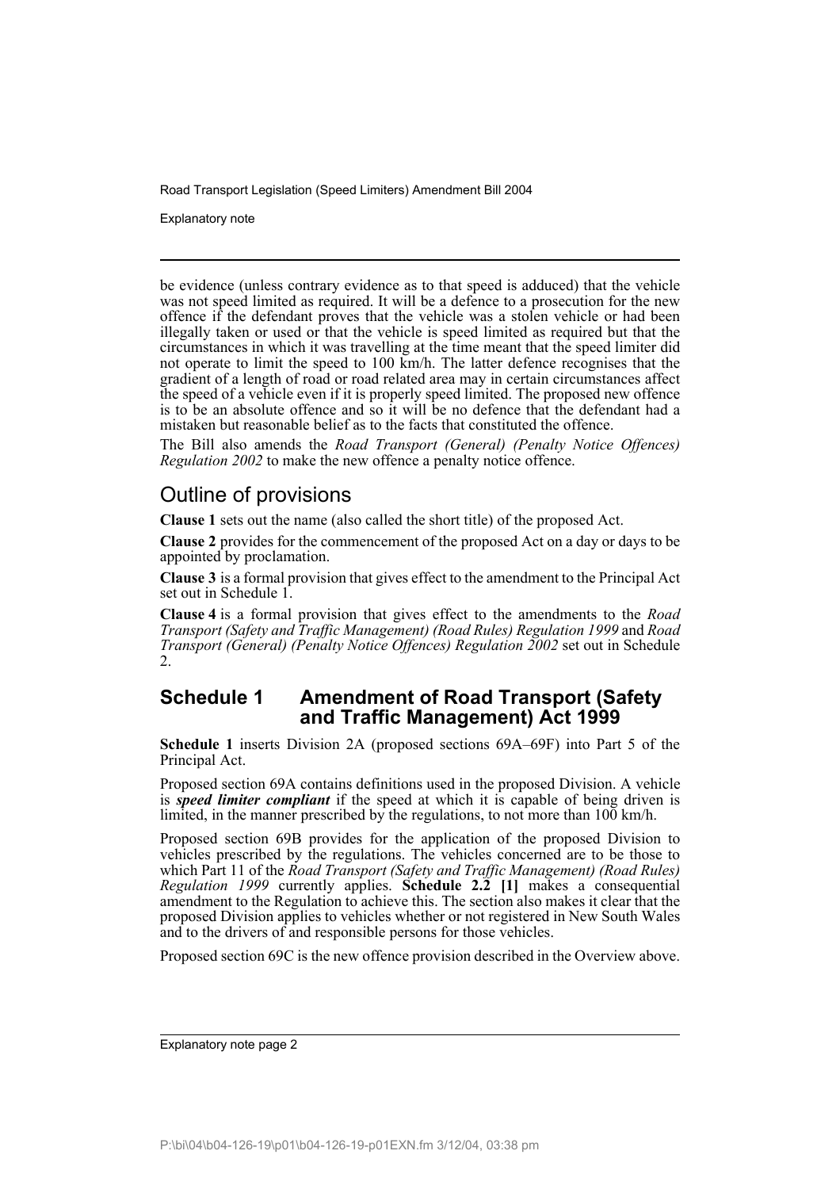be evidence (unless contrary evidence as to that speed is adduced) that the vehicle was not speed limited as required. It will be a defence to a prosecution for the new offence if the defendant proves that the vehicle was a stolen vehicle or had been illegally taken or used or that the vehicle is speed limited as required but that the circumstances in which it was travelling at the time meant that the speed limiter did not operate to limit the speed to 100 km/h. The latter defence recognises that the gradient of a length of road or road related area may in certain circumstances affect the speed of a vehicle even if it is properly speed limited. The proposed new offence is to be an absolute offence and so it will be no defence that the defendant had a mistaken but reasonable belief as to the facts that constituted the offence.

The Bill also amends the *Road Transport (General) (Penalty Notice Offences) Regulation 2002* to make the new offence a penalty notice offence.

## Outline of provisions

**Clause 1** sets out the name (also called the short title) of the proposed Act.

**Clause 2** provides for the commencement of the proposed Act on a day or days to be appointed by proclamation.

**Clause 3** is a formal provision that gives effect to the amendment to the Principal Act set out in Schedule 1.

**Clause 4** is a formal provision that gives effect to the amendments to the *Road Transport (Safety and Traffic Management) (Road Rules) Regulation 1999* and *Road Transport (General) (Penalty Notice Offences) Regulation 2002* set out in Schedule 2.

## Schedule 1 Amendment of Road Transport (Safety and Traffic Management) Act 1999

**Schedule 1** inserts Division 2A (proposed sections 69A–69F) into Part 5 of the Principal Act.

Proposed section 69A contains definitions used in the proposed Division. A vehicle is ***speed limiter compliant*** if the speed at which it is capable of being driven is limited, in the manner prescribed by the regulations, to not more than 100 km/h.

Proposed section 69B provides for the application of the proposed Division to vehicles prescribed by the regulations. The vehicles concerned are to be those to which Part 11 of the *Road Transport (Safety and Traffic Management) (Road Rules) Regulation 1999* currently applies. **Schedule 2.2 [1]** makes a consequential amendment to the Regulation to achieve this. The section also makes it clear that the proposed Division applies to vehicles whether or not registered in New South Wales and to the drivers of and responsible persons for those vehicles.

Proposed section 69C is the new offence provision described in the Overview above.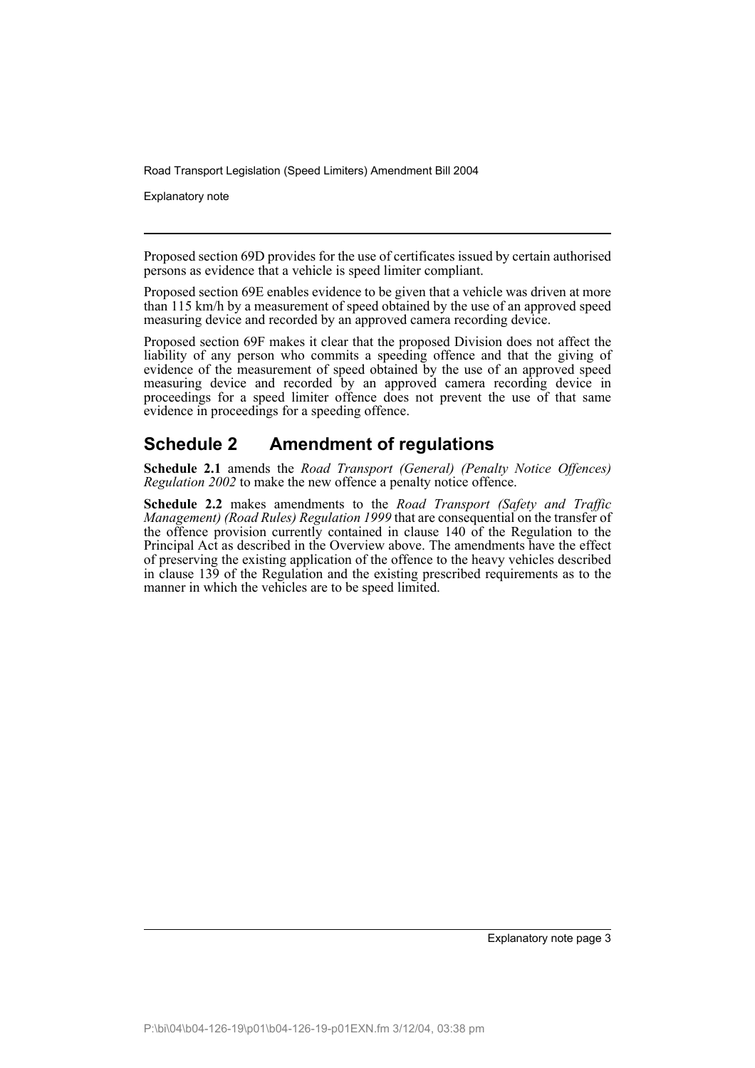Proposed section 69D provides for the use of certificates issued by certain authorised persons as evidence that a vehicle is speed limiter compliant.

Proposed section 69E enables evidence to be given that a vehicle was driven at more than 115 km/h by a measurement of speed obtained by the use of an approved speed measuring device and recorded by an approved camera recording device.

Proposed section 69F makes it clear that the proposed Division does not affect the liability of any person who commits a speeding offence and that the giving of evidence of the measurement of speed obtained by the use of an approved speed measuring device and recorded by an approved camera recording device in proceedings for a speed limiter offence does not prevent the use of that same evidence in proceedings for a speeding offence.

## Schedule 2 Amendment of regulations

**Schedule 2.1** amends the *Road Transport (General) (Penalty Notice Offences) Regulation 2002* to make the new offence a penalty notice offence.

**Schedule 2.2** makes amendments to the *Road Transport (Safety and Traffic Management) (Road Rules) Regulation 1999* that are consequential on the transfer of the offence provision currently contained in clause 140 of the Regulation to the Principal Act as described in the Overview above. The amendments have the effect of preserving the existing application of the offence to the heavy vehicles described in clause 139 of the Regulation and the existing prescribed requirements as to the manner in which the vehicles are to be speed limited.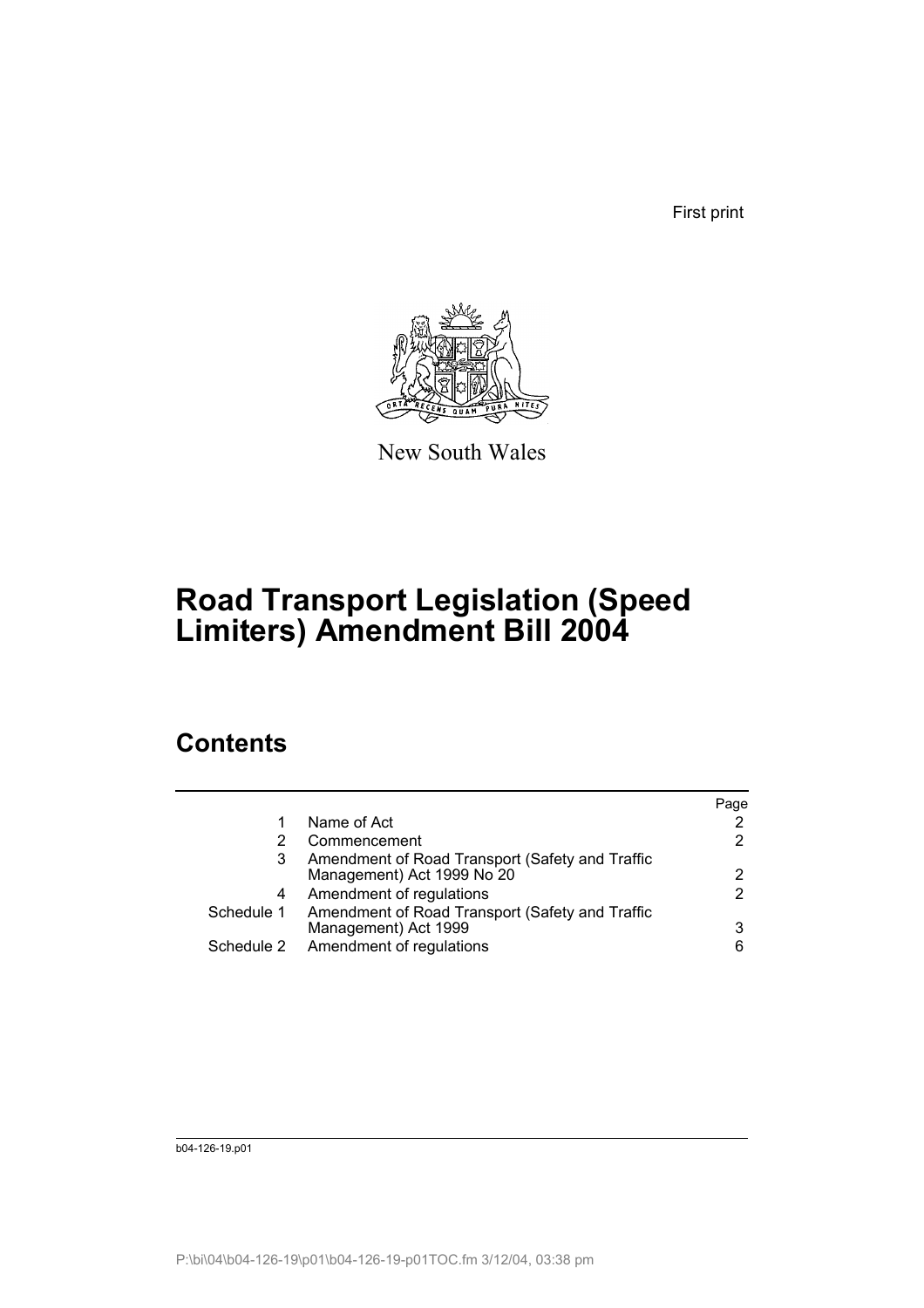First print

New South Wales

# Road Transport Legislation (Speed Limiters) Amendment Bill 2004

## Contents

| | | Page |
|---|---|---|
| 1 | Name of Act | 2 |
| 2 | Commencement | 2 |
| 3 | Amendment of Road Transport (Safety and Traffic Management) Act 1999 No 20 | 2 |
| 4 | Amendment of regulations | 2 |
| Schedule 1 | Amendment of Road Transport (Safety and Traffic Management) Act 1999 | 3 |
| Schedule 2 | Amendment of regulations | 6 |

b04-126-19.p01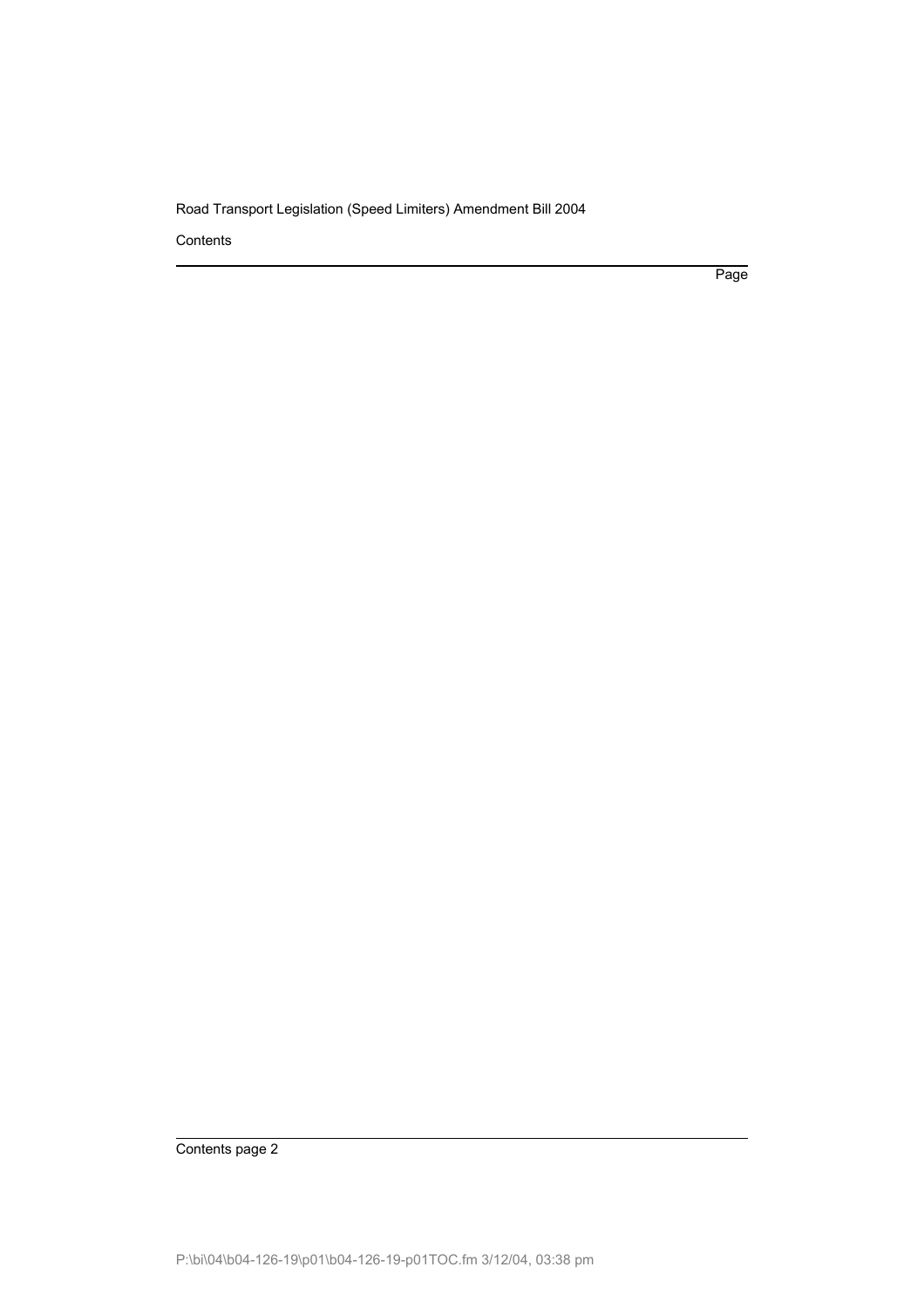Contents

Page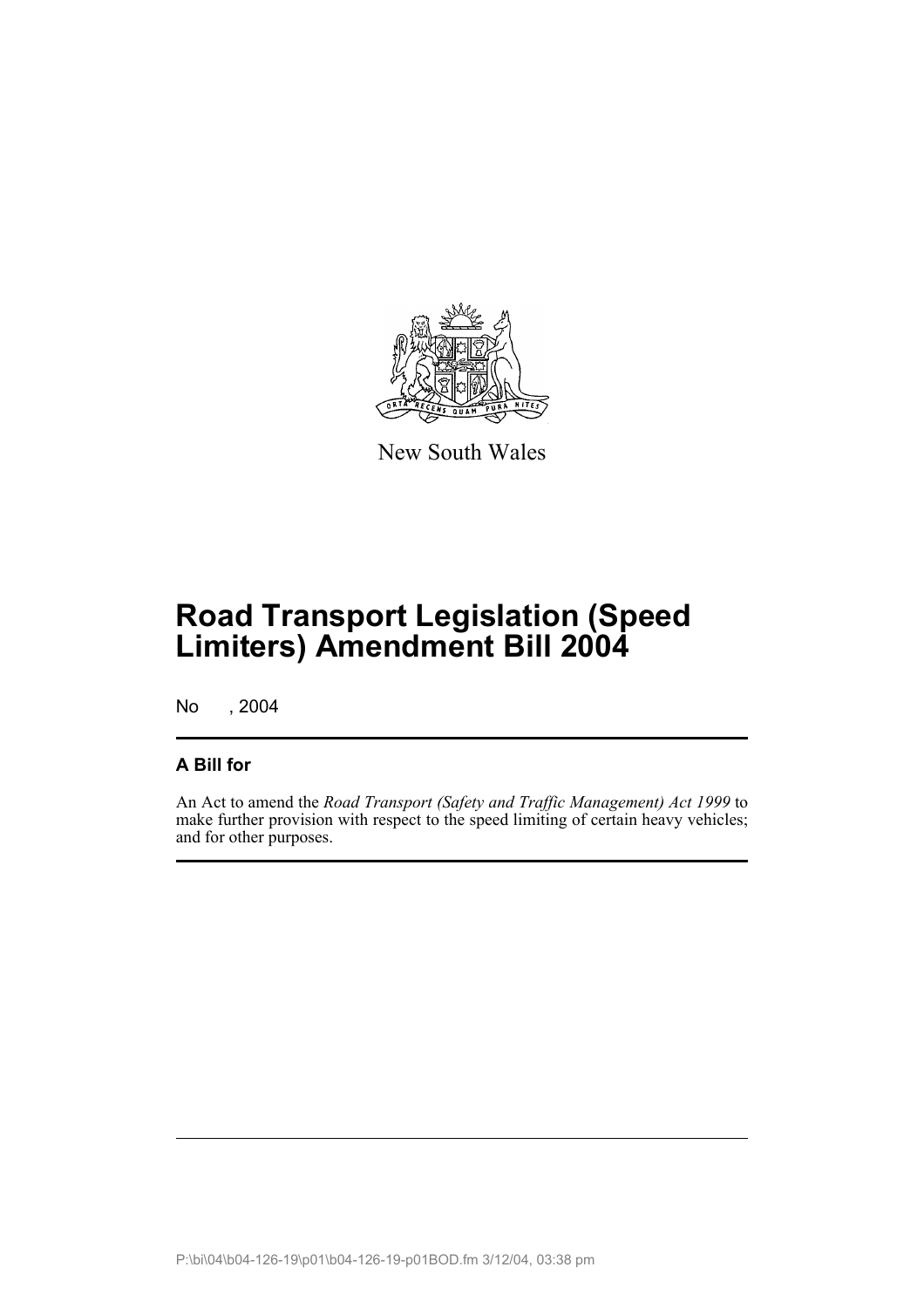New South Wales

# Road Transport Legislation (Speed Limiters) Amendment Bill 2004

No , 2004

## A Bill for

An Act to amend the *Road Transport (Safety and Traffic Management) Act 1999* to make further provision with respect to the speed limiting of certain heavy vehicles; and for other purposes.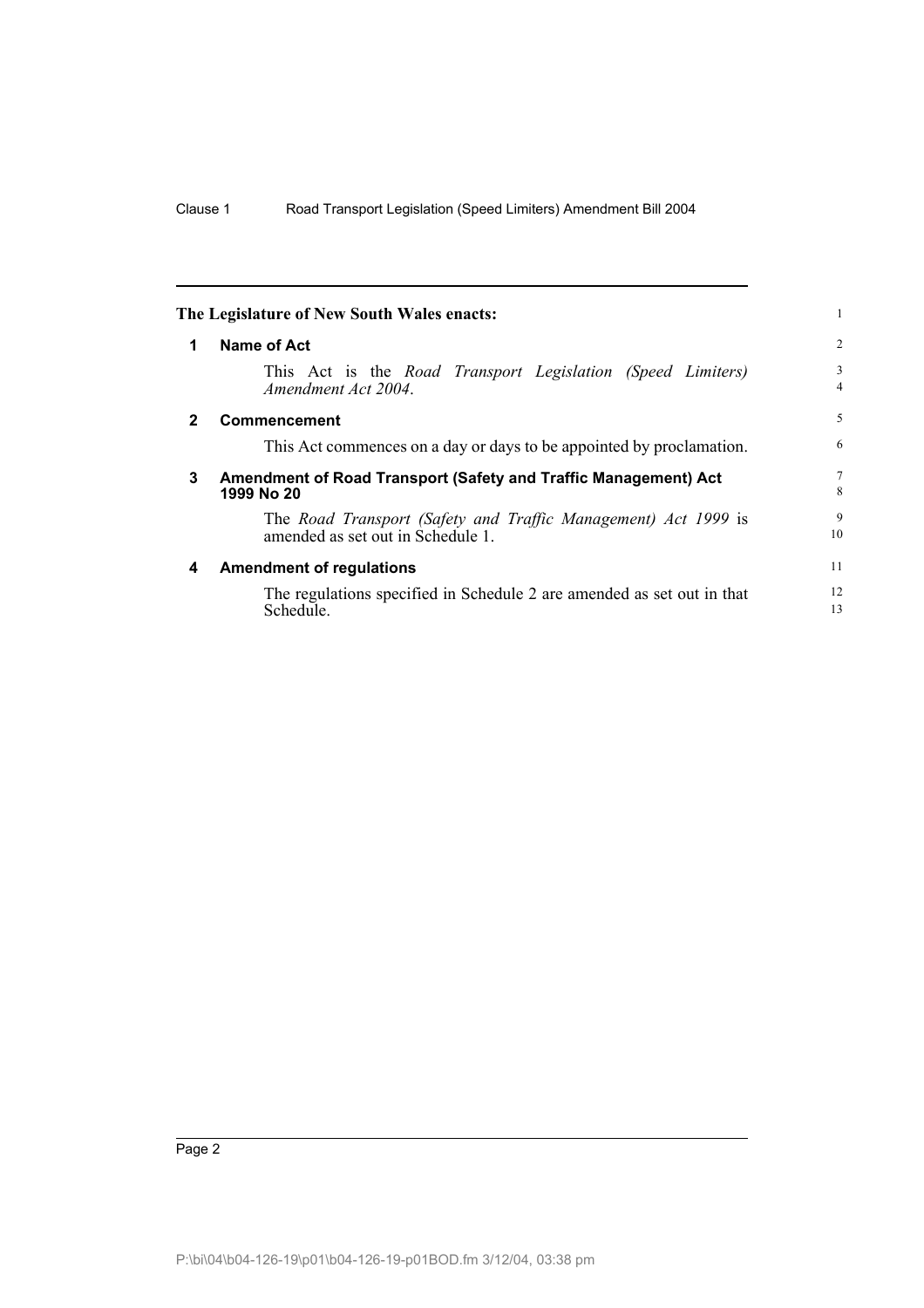The Legislature of New South Wales enacts:

## 1 Name of Act

This Act is the *Road Transport Legislation (Speed Limiters) Amendment Act 2004*.

## 2 Commencement

This Act commences on a day or days to be appointed by proclamation.

## 3 Amendment of Road Transport (Safety and Traffic Management) Act 1999 No 20

The *Road Transport (Safety and Traffic Management) Act 1999* is amended as set out in Schedule 1.

## 4 Amendment of regulations

The regulations specified in Schedule 2 are amended as set out in that Schedule.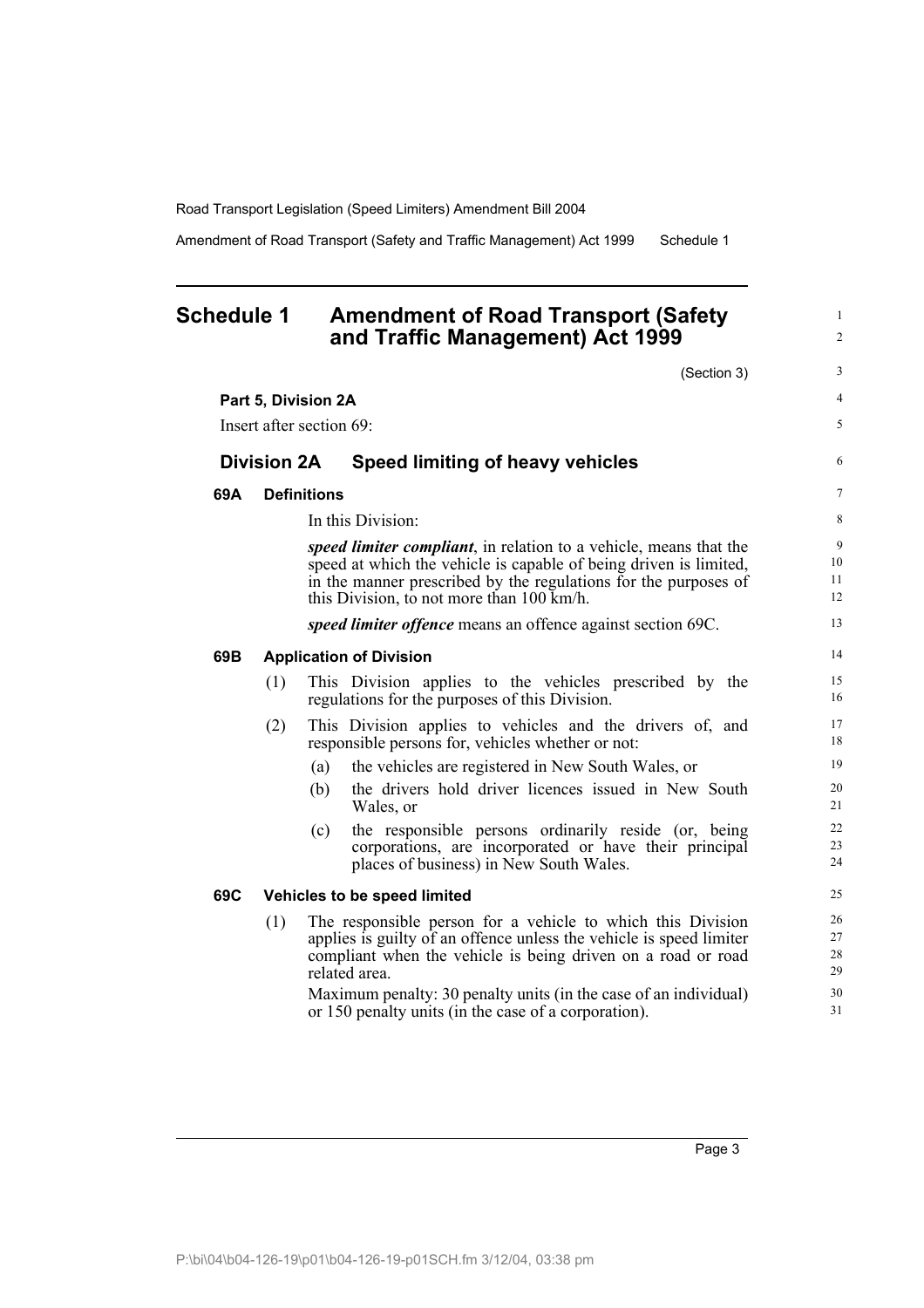# Schedule 1 Amendment of Road Transport (Safety and Traffic Management) Act 1999

(Section 3)

**Part 5, Division 2A**

Insert after section 69:

## Division 2A Speed limiting of heavy vehicles

### 69A Definitions

In this Division:

***speed limiter compliant***, in relation to a vehicle, means that the speed at which the vehicle is capable of being driven is limited, in the manner prescribed by the regulations for the purposes of this Division, to not more than 100 km/h.

***speed limiter offence*** means an offence against section 69C.

### 69B Application of Division

(1) This Division applies to the vehicles prescribed by the regulations for the purposes of this Division.

(2) This Division applies to vehicles and the drivers of, and responsible persons for, vehicles whether or not:

(a) the vehicles are registered in New South Wales, or

(b) the drivers hold driver licences issued in New South Wales, or

(c) the responsible persons ordinarily reside (or, being corporations, are incorporated or have their principal places of business) in New South Wales.

### 69C Vehicles to be speed limited

(1) The responsible person for a vehicle to which this Division applies is guilty of an offence unless the vehicle is speed limiter compliant when the vehicle is being driven on a road or road related area.

Maximum penalty: 30 penalty units (in the case of an individual) or 150 penalty units (in the case of a corporation).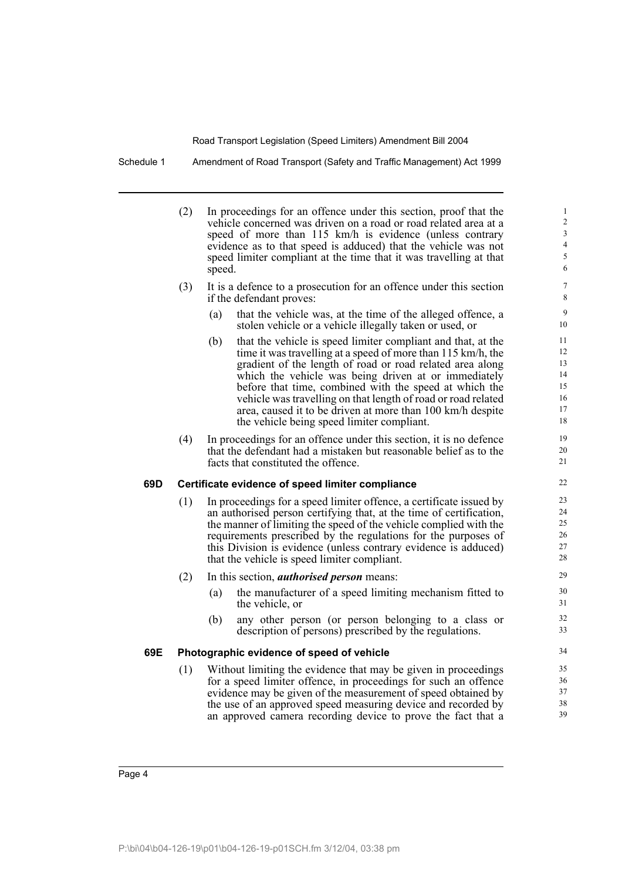(2) In proceedings for an offence under this section, proof that the vehicle concerned was driven on a road or road related area at a speed of more than 115 km/h is evidence (unless contrary evidence as to that speed is adduced) that the vehicle was not speed limiter compliant at the time that it was travelling at that speed.

(3) It is a defence to a prosecution for an offence under this section if the defendant proves:

(a) that the vehicle was, at the time of the alleged offence, a stolen vehicle or a vehicle illegally taken or used, or

(b) that the vehicle is speed limiter compliant and that, at the time it was travelling at a speed of more than 115 km/h, the gradient of the length of road or road related area along which the vehicle was being driven at or immediately before that time, combined with the speed at which the vehicle was travelling on that length of road or road related area, caused it to be driven at more than 100 km/h despite the vehicle being speed limiter compliant.

(4) In proceedings for an offence under this section, it is no defence that the defendant had a mistaken but reasonable belief as to the facts that constituted the offence.

### 69D Certificate evidence of speed limiter compliance

(1) In proceedings for a speed limiter offence, a certificate issued by an authorised person certifying that, at the time of certification, the manner of limiting the speed of the vehicle complied with the requirements prescribed by the regulations for the purposes of this Division is evidence (unless contrary evidence is adduced) that the vehicle is speed limiter compliant.

(2) In this section, ***authorised person*** means:

(a) the manufacturer of a speed limiting mechanism fitted to the vehicle, or

(b) any other person (or person belonging to a class or description of persons) prescribed by the regulations.

### 69E Photographic evidence of speed of vehicle

(1) Without limiting the evidence that may be given in proceedings for a speed limiter offence, in proceedings for such an offence evidence may be given of the measurement of speed obtained by the use of an approved speed measuring device and recorded by an approved camera recording device to prove the fact that a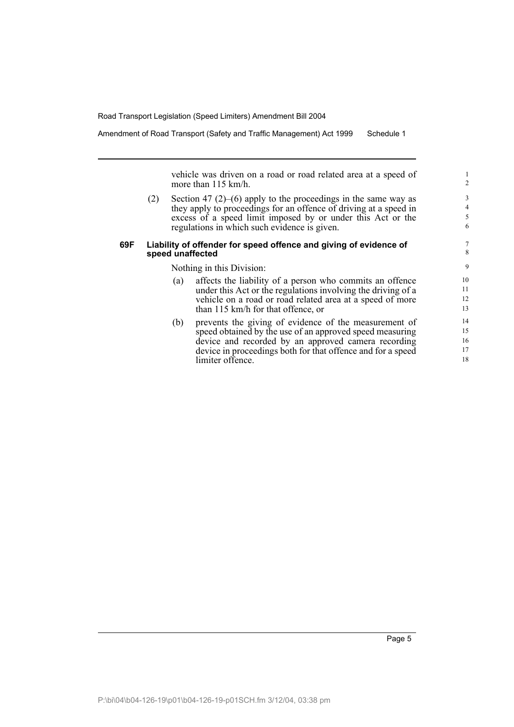vehicle was driven on a road or road related area at a speed of more than 115 km/h.

(2) Section 47 (2)–(6) apply to the proceedings in the same way as they apply to proceedings for an offence of driving at a speed in excess of a speed limit imposed by or under this Act or the regulations in which such evidence is given.

**69F Liability of offender for speed offence and giving of evidence of speed unaffected**

Nothing in this Division:

(a) affects the liability of a person who commits an offence under this Act or the regulations involving the driving of a vehicle on a road or road related area at a speed of more than 115 km/h for that offence, or

(b) prevents the giving of evidence of the measurement of speed obtained by the use of an approved speed measuring device and recorded by an approved camera recording device in proceedings both for that offence and for a speed limiter offence.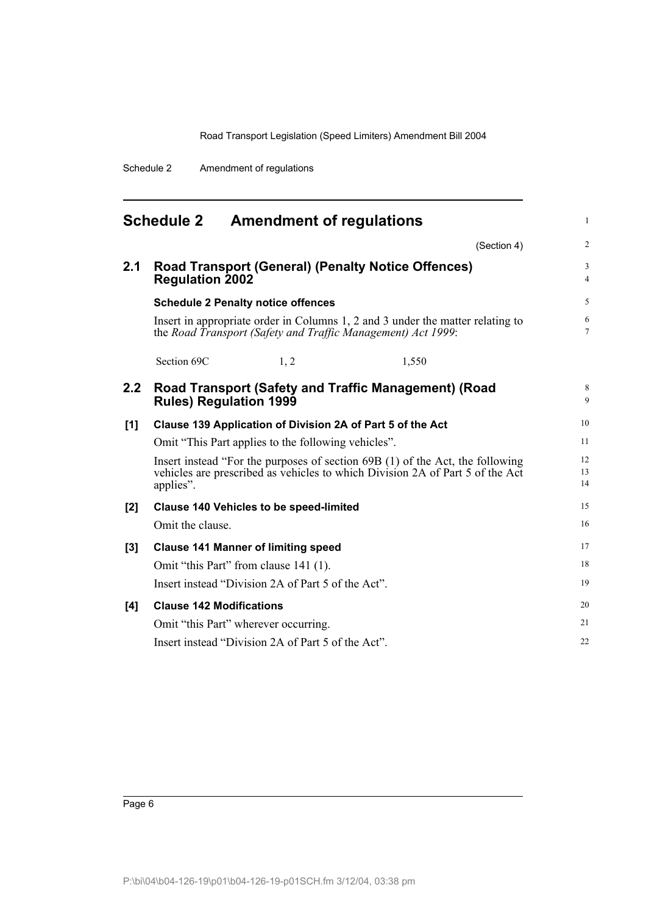# Schedule 2 Amendment of regulations

(Section 4)

## 2.1 Road Transport (General) (Penalty Notice Offences) Regulation 2002

### Schedule 2 Penalty notice offences

Insert in appropriate order in Columns 1, 2 and 3 under the matter relating to the *Road Transport (Safety and Traffic Management) Act 1999*:

| | | |
|---|---|---|
| Section 69C | 1, 2 | 1,550 |

## 2.2 Road Transport (Safety and Traffic Management) (Road Rules) Regulation 1999

### [1] Clause 139 Application of Division 2A of Part 5 of the Act

Omit "This Part applies to the following vehicles".

Insert instead "For the purposes of section 69B (1) of the Act, the following vehicles are prescribed as vehicles to which Division 2A of Part 5 of the Act applies".

### [2] Clause 140 Vehicles to be speed-limited

Omit the clause.

### [3] Clause 141 Manner of limiting speed

Omit "this Part" from clause 141 (1).

Insert instead "Division 2A of Part 5 of the Act".

### [4] Clause 142 Modifications

Omit "this Part" wherever occurring.

Insert instead "Division 2A of Part 5 of the Act".